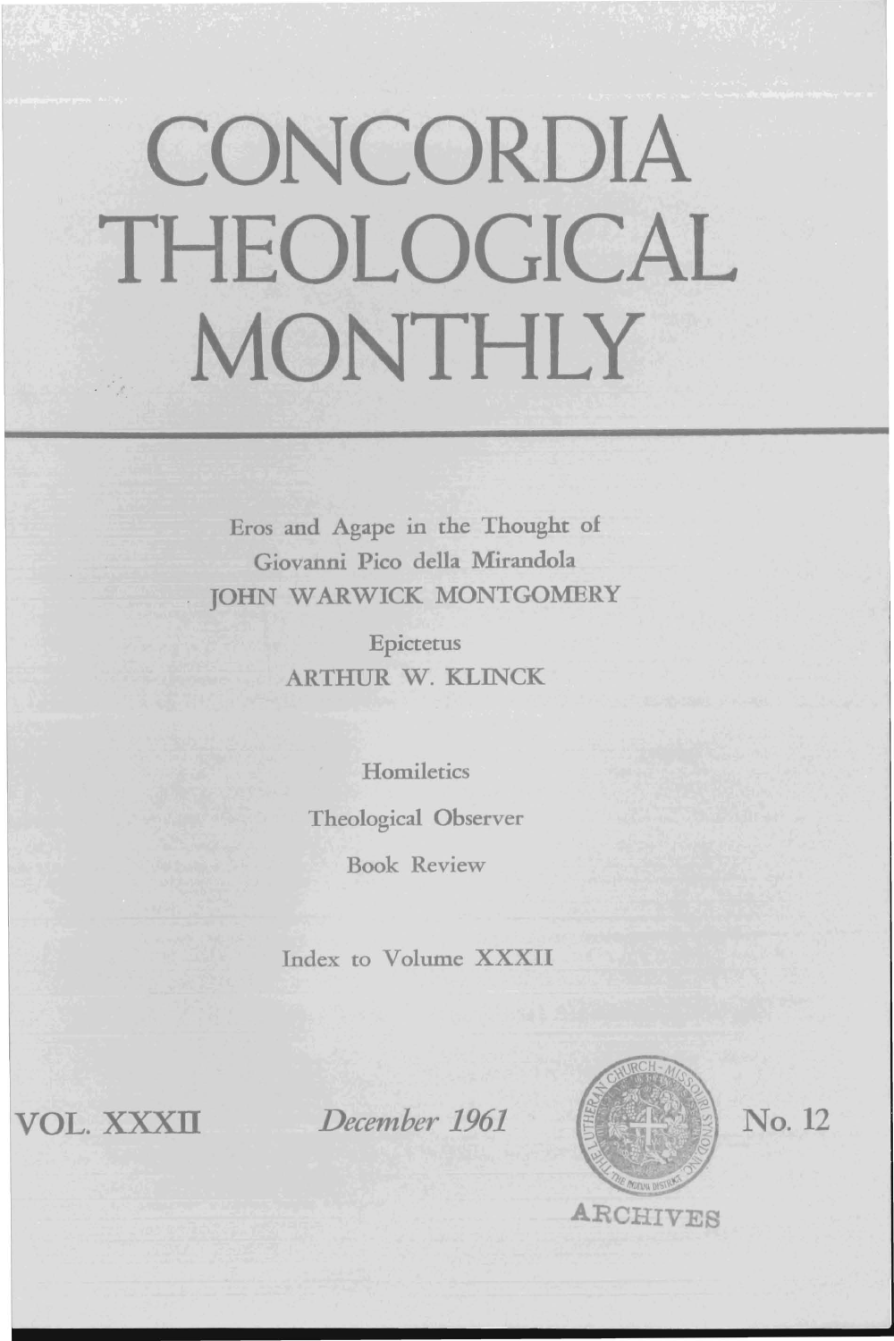# CONCORDIA THEOLOGICAL MONTHLY

Eros and Agape in the Thought of Giovanni Pico della Mirandola
JOHN WARWICK MONTGOMERY

Epictetus
ARTHUR W. KLINCK

Homiletics

Theological Observer

Book Review

Index to Volume XXXII

VOL. XXXII | *December 1961* | No. 12

ARCHIVES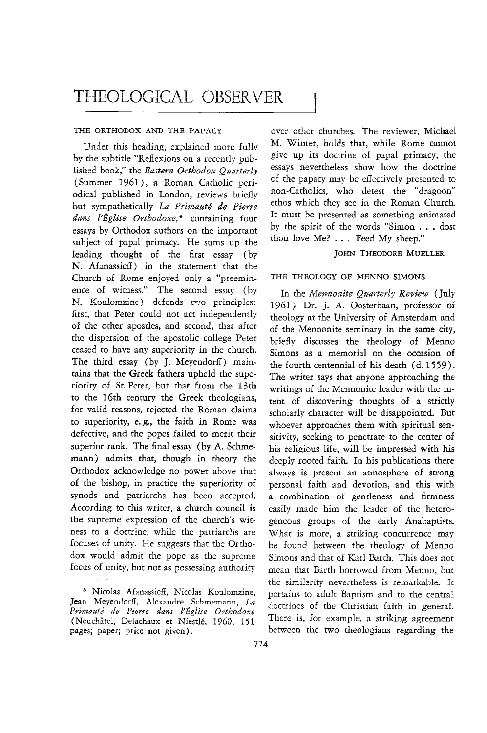# THEOLOGICAL OBSERVER

## THE ORTHODOX AND THE PAPACY

Under this heading, explained more fully by the subtitle "Reflexions on a recently published book," the *Eastern Orthodox Quarterly* (Summer 1961), a Roman Catholic periodical published in London, reviews briefly but sympathetically *La Primauté de Pierre dans l'Église Orthodoxe,*\* containing four essays by Orthodox authors on the important subject of papal primacy. He sums up the leading thought of the first essay (by N. Afanassieff) in the statement that the Church of Rome enjoyed only a "preeminence of witness." The second essay (by N. Koulomzine) defends two principles: first, that Peter could not act independently of the other apostles, and second, that after the dispersion of the apostolic college Peter ceased to have any superiority in the church. The third essay (by J. Meyendorff) maintains that the Greek fathers upheld the superiority of St. Peter, but that from the 13th to the 16th century the Greek theologians, for valid reasons, rejected the Roman claims to superiority, e. g., the faith in Rome was defective, and the popes failed to merit their superior rank. The final essay (by A. Schmemann) admits that, though in theory the Orthodox acknowledge no power above that of the bishop, in practice the superiority of synods and patriarchs has been accepted. According to this writer, a church council is the supreme expression of the church's witness to a doctrine, while the patriarchs are focuses of unity. He suggests that the Orthodox would admit the pope as the supreme focus of unity, but not as possessing authority over other churches. The reviewer, Michael M. Winter, holds that, while Rome cannot give up its doctrine of papal primacy, the essays nevertheless show how the doctrine of the papacy may be effectively presented to non-Catholics, who detest the "dragoon" ethos which they see in the Roman Church. It must be presented as something animated by the spirit of the words "Simon . . . dost thou love Me? . . . Feed My sheep."

JOHN THEODORE MUELLER

\* Nicolas Afanassieff, Nicolas Koulomzine, Jean Meyendorff, Alexandre Schmemann, *La Primauté de Pierre dans l'Église Orthodoxe* (Neuchâtel, Delachaux et Niestlé, 1960; 151 pages; paper; price not given).

## THE THEOLOGY OF MENNO SIMONS

In the *Mennonite Quarterly Review* (July 1961) Dr. J. A. Oosterbaan, professor of theology at the University of Amsterdam and of the Mennonite seminary in the same city, briefly discusses the theology of Menno Simons as a memorial on the occasion of the fourth centennial of his death (d. 1559). The writer says that anyone approaching the writings of the Mennonite leader with the intent of discovering thoughts of a strictly scholarly character will be disappointed. But whoever approaches them with spiritual sensitivity, seeking to penetrate to the center of his religious life, will be impressed with his deeply rooted faith. In his publications there always is present an atmosphere of strong personal faith and devotion, and this with a combination of gentleness and firmness easily made him the leader of the heterogeneous groups of the early Anabaptists. What is more, a striking concurrence may be found between the theology of Menno Simons and that of Karl Barth. This does not mean that Barth borrowed from Menno, but the similarity nevertheless is remarkable. It pertains to adult Baptism and to the central doctrines of the Christian faith in general. There is, for example, a striking agreement between the two theologians regarding the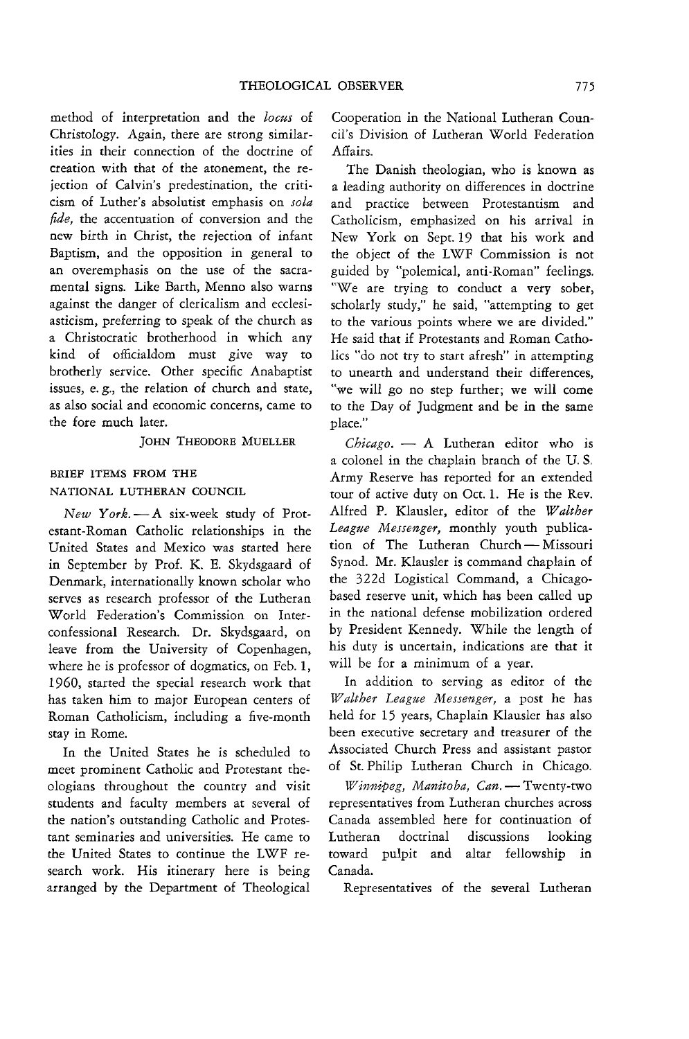method of interpretation and the *locus* of Christology. Again, there are strong similarities in their connection of the doctrine of creation with that of the atonement, the rejection of Calvin's predestination, the criticism of Luther's absolutist emphasis on *sola fide*, the accentuation of conversion and the new birth in Christ, the rejection of infant Baptism, and the opposition in general to an overemphasis on the use of the sacramental signs. Like Barth, Menno also warns against the danger of clericalism and ecclesiasticism, preferring to speak of the church as a Christocratic brotherhood in which any kind of officialdom must give way to brotherly service. Other specific Anabaptist issues, e. g., the relation of church and state, as also social and economic concerns, came to the fore much later.

JOHN THEODORE MUELLER

## BRIEF ITEMS FROM THE NATIONAL LUTHERAN COUNCIL

*New York.* — A six-week study of Protestant-Roman Catholic relationships in the United States and Mexico was started here in September by Prof. K. E. Skydsgaard of Denmark, internationally known scholar who serves as research professor of the Lutheran World Federation's Commission on Interconfessional Research. Dr. Skydsgaard, on leave from the University of Copenhagen, where he is professor of dogmatics, on Feb. 1, 1960, started the special research work that has taken him to major European centers of Roman Catholicism, including a five-month stay in Rome.

In the United States he is scheduled to meet prominent Catholic and Protestant theologians throughout the country and visit students and faculty members at several of the nation's outstanding Catholic and Protestant seminaries and universities. He came to the United States to continue the LWF research work. His itinerary here is being arranged by the Department of Theological Cooperation in the National Lutheran Council's Division of Lutheran World Federation Affairs.

The Danish theologian, who is known as a leading authority on differences in doctrine and practice between Protestantism and Catholicism, emphasized on his arrival in New York on Sept. 19 that his work and the object of the LWF Commission is not guided by "polemical, anti-Roman" feelings. "We are trying to conduct a very sober, scholarly study," he said, "attempting to get to the various points where we are divided." He said that if Protestants and Roman Catholics "do not try to start afresh" in attempting to unearth and understand their differences, "we will go no step further; we will come to the Day of Judgment and be in the same place."

*Chicago.* — A Lutheran editor who is a colonel in the chaplain branch of the U. S. Army Reserve has reported for an extended tour of active duty on Oct. 1. He is the Rev. Alfred P. Klausler, editor of the *Walther League Messenger*, monthly youth publication of The Lutheran Church — Missouri Synod. Mr. Klausler is command chaplain of the 322d Logistical Command, a Chicago-based reserve unit, which has been called up in the national defense mobilization ordered by President Kennedy. While the length of his duty is uncertain, indications are that it will be for a minimum of a year.

In addition to serving as editor of the *Walther League Messenger*, a post he has held for 15 years, Chaplain Klausler has also been executive secretary and treasurer of the Associated Church Press and assistant pastor of St. Philip Lutheran Church in Chicago.

*Winnipeg, Manitoba, Can.* — Twenty-two representatives from Lutheran churches across Canada assembled here for continuation of Lutheran doctrinal discussions looking toward pulpit and altar fellowship in Canada.

Representatives of the several Lutheran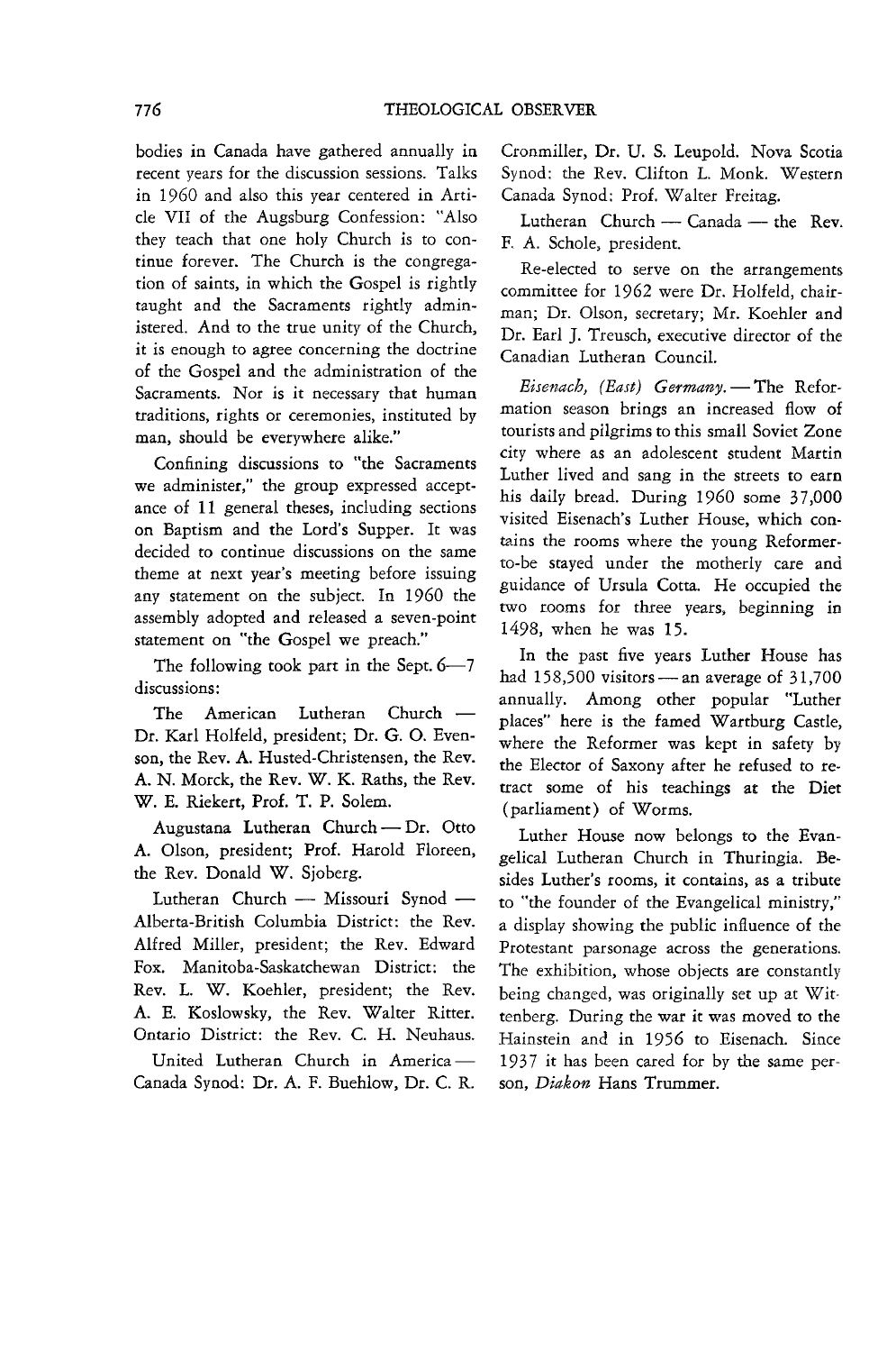bodies in Canada have gathered annually in recent years for the discussion sessions. Talks in 1960 and also this year centered in Article VII of the Augsburg Confession: "Also they teach that one holy Church is to continue forever. The Church is the congregation of saints, in which the Gospel is rightly taught and the Sacraments rightly administered. And to the true unity of the Church, it is enough to agree concerning the doctrine of the Gospel and the administration of the Sacraments. Nor is it necessary that human traditions, rights or ceremonies, instituted by man, should be everywhere alike."

Confining discussions to "the Sacraments we administer," the group expressed acceptance of 11 general theses, including sections on Baptism and the Lord's Supper. It was decided to continue discussions on the same theme at next year's meeting before issuing any statement on the subject. In 1960 the assembly adopted and released a seven-point statement on "the Gospel we preach."

The following took part in the Sept. 6—7 discussions:

The American Lutheran Church — Dr. Karl Holfeld, president; Dr. G. O. Evenson, the Rev. A. Husted-Christensen, the Rev. A. N. Morck, the Rev. W. K. Raths, the Rev. W. E. Riekert, Prof. T. P. Solem.

Augustana Lutheran Church — Dr. Otto A. Olson, president; Prof. Harold Floreen, the Rev. Donald W. Sjoberg.

Lutheran Church — Missouri Synod — Alberta-British Columbia District: the Rev. Alfred Miller, president; the Rev. Edward Fox. Manitoba-Saskatchewan District: the Rev. L. W. Koehler, president; the Rev. A. E. Koslowsky, the Rev. Walter Ritter. Ontario District: the Rev. C. H. Neuhaus.

United Lutheran Church in America — Canada Synod: Dr. A. F. Buehlow, Dr. C. R. Cronmiller, Dr. U. S. Leupold. Nova Scotia Synod: the Rev. Clifton L. Monk. Western Canada Synod: Prof. Walter Freitag.

Lutheran Church — Canada — the Rev. F. A. Schole, president.

Re-elected to serve on the arrangements committee for 1962 were Dr. Holfeld, chairman; Dr. Olson, secretary; Mr. Koehler and Dr. Earl J. Treusch, executive director of the Canadian Lutheran Council.

*Eisenach, (East) Germany.* — The Reformation season brings an increased flow of tourists and pilgrims to this small Soviet Zone city where as an adolescent student Martin Luther lived and sang in the streets to earn his daily bread. During 1960 some 37,000 visited Eisenach's Luther House, which contains the rooms where the young Reformer-to-be stayed under the motherly care and guidance of Ursula Cotta. He occupied the two rooms for three years, beginning in 1498, when he was 15.

In the past five years Luther House has had 158,500 visitors — an average of 31,700 annually. Among other popular "Luther places" here is the famed Wartburg Castle, where the Reformer was kept in safety by the Elector of Saxony after he refused to retract some of his teachings at the Diet (parliament) of Worms.

Luther House now belongs to the Evangelical Lutheran Church in Thuringia. Besides Luther's rooms, it contains, as a tribute to "the founder of the Evangelical ministry," a display showing the public influence of the Protestant parsonage across the generations. The exhibition, whose objects are constantly being changed, was originally set up at Wittenberg. During the war it was moved to the Hainstein and in 1956 to Eisenach. Since 1937 it has been cared for by the same person, *Diakon* Hans Trummer.